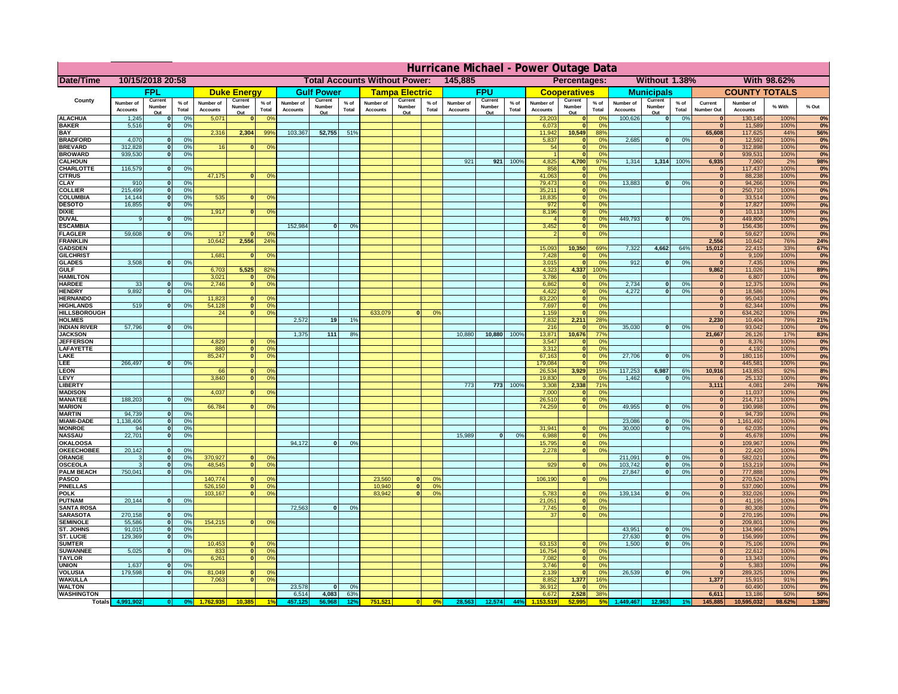# Hurricane Michael - Power Outage Data

| Date/Time | 10/15/2018 20:58 | Total Accounts Without Power: | 145,885 | Percentages: | Without 1.38% | With 98.62% |
|---|---|---|---|---|---|---|

| County | FPL | | | Duke Energy | | | Gulf Power | | | Tampa Electric | | | FPU | | | Cooperatives | | | Municipals | | | COUNTY TOTALS | | | |
|---|---|---|---|---|---|---|---|---|---|---|---|---|---|---|---|---|---|---|---|---|---|---|---|---|---|
| | Number of Accounts | Current Number Out | % of Total | Number of Accounts | Current Number Out | % of Total | Number of Accounts | Current Number Out | % of Total | Number of Accounts | Current Number Out | % of Total | Number of Accounts | Current Number Out | % of Total | Number of Accounts | Current Number Out | % of Total | Number of Accounts | Current Number Out | % of Total | Current Number Out | Number of Accounts | % With | % Out |
| ALACHUA | 1,245 | 0 | 0% | 5,071 | 0 | 0% | | | | | | | | | | 23,203 | 0 | 0% | 100,626 | 0 | 0% | 0 | 130,145 | 100% | 0% |
| BAKER | 5,516 | 0 | 0% | | | | | | | | | | | | | 6,073 | 0 | 0% | | | | 0 | 11,589 | 100% | 0% |
| BAY | | | | 2,316 | 2,304 | 99% | 103,367 | 52,755 | 51% | | | | | | | 11,942 | 10,549 | 88% | | | | 65,608 | 117,625 | 44% | 56% |
| BRADFORD | 4,070 | 0 | 0% | | | | | | | | | | | | | 5,837 | 0 | 0% | 2,685 | 0 | 0% | 0 | 12,592 | 100% | 0% |
| BREVARD | 312,828 | 0 | 0% | 16 | 0 | 0% | | | | | | | | | | 54 | 0 | 0% | | | | 0 | 312,898 | 100% | 0% |
| BROWARD | 939,530 | 0 | 0% | | | | | | | | | | | | | 1 | 0 | 0% | | | | 0 | 939,531 | 100% | 0% |
| CALHOUN | | | | | | | | | | | | | 921 | 921 | 100% | 4,825 | 4,700 | 97% | 1,314 | 1,314 | 100% | 6,935 | 7,060 | 2% | 98% |
| CHARLOTTE | 116,579 | 0 | 0% | | | | | | | | | | | | | 858 | 0 | 0% | | | | 0 | 117,437 | 100% | 0% |
| CITRUS | | | | 47,175 | 0 | 0% | | | | | | | | | | 41,063 | 0 | 0% | | | | 0 | 88,238 | 100% | 0% |
| CLAY | 910 | 0 | 0% | | | | | | | | | | | | | 79,473 | 0 | 0% | 13,883 | 0 | 0% | 0 | 94,266 | 100% | 0% |
| COLLIER | 215,499 | 0 | 0% | | | | | | | | | | | | | 35,211 | 0 | 0% | | | | 0 | 250,710 | 100% | 0% |
| COLUMBIA | 14,144 | 0 | 0% | 535 | 0 | 0% | | | | | | | | | | 18,835 | 0 | 0% | | | | 0 | 33,514 | 100% | 0% |
| DESOTO | 16,855 | 0 | 0% | | | | | | | | | | | | | 972 | 0 | 0% | | | | 0 | 17,827 | 100% | 0% |
| DIXIE | | | | 1,917 | 0 | 0% | | | | | | | | | | 8,196 | 0 | 0% | | | | 0 | 10,113 | 100% | 0% |
| DUVAL | 9 | 0 | 0% | | | | | | | | | | | | | 4 | 0 | 0% | 449,793 | 0 | 0% | 0 | 449,806 | 100% | 0% |
| ESCAMBIA | | | | | | | 152,984 | 0 | 0% | | | | | | | 3,452 | 0 | 0% | | | | 0 | 156,436 | 100% | 0% |
| FLAGLER | 59,608 | 0 | 0% | 17 | 0 | 0% | | | | | | | | | | 2 | 0 | 0% | | | | 0 | 59,627 | 100% | 0% |
| FRANKLIN | | | | 10,642 | 2,556 | 24% | | | | | | | | | | | | | | | | 2,556 | 10,642 | 76% | 24% |
| GADSDEN | | | | | | | | | | | | | | | | 15,093 | 10,350 | 69% | 7,322 | 4,662 | 64% | 15,012 | 22,415 | 33% | 67% |
| GILCHRIST | | | | 1,681 | 0 | 0% | | | | | | | | | | 7,428 | 0 | 0% | | | | 0 | 9,109 | 100% | 0% |
| GLADES | 3,508 | 0 | 0% | | | | | | | | | | | | | 3,015 | 0 | 0% | 912 | 0 | 0% | 0 | 7,435 | 100% | 0% |
| GULF | | | | 6,703 | 5,525 | 82% | | | | | | | | | | 4,323 | 4,337 | 100% | | | | 9,862 | 11,026 | 11% | 89% |
| HAMILTON | | | | 3,021 | 0 | 0% | | | | | | | | | | 3,786 | 0 | 0% | | | | 0 | 6,807 | 100% | 0% |
| HARDEE | 33 | 0 | 0% | 2,746 | 0 | 0% | | | | | | | | | | 6,862 | 0 | 0% | 2,734 | 0 | 0% | 0 | 12,375 | 100% | 0% |
| HENDRY | 9,892 | 0 | 0% | | | | | | | | | | | | | 4,422 | 0 | 0% | 4,272 | 0 | 0% | 0 | 18,586 | 100% | 0% |
| HERNANDO | | | | 11,823 | 0 | 0% | | | | | | | | | | 83,220 | 0 | 0% | | | | 0 | 95,043 | 100% | 0% |
| HIGHLANDS | 519 | 0 | 0% | 54,128 | 0 | 0% | | | | | | | | | | 7,697 | 0 | 0% | | | | 0 | 62,344 | 100% | 0% |
| HILLSBOROUGH | | | | 24 | 0 | 0% | | | | 633,079 | 0 | 0% | | | | 1,159 | 0 | 0% | | | | 0 | 634,262 | 100% | 0% |
| HOLMES | | | | | | | 2,572 | 19 | 1% | | | | | | | 7,832 | 2,211 | 28% | | | | 2,230 | 10,404 | 79% | 21% |
| INDIAN RIVER | 57,796 | 0 | 0% | | | | | | | | | | | | | 216 | 0 | 0% | 35,030 | 0 | 0% | 0 | 93,042 | 100% | 0% |
| JACKSON | | | | | | | 1,375 | 111 | 8% | | | | 10,880 | 10,880 | 100% | 13,871 | 10,676 | 77% | | | | 21,667 | 26,126 | 17% | 83% |
| JEFFERSON | | | | 4,829 | 0 | 0% | | | | | | | | | | 3,547 | 0 | 0% | | | | 0 | 8,376 | 100% | 0% |
| LAFAYETTE | | | | 880 | 0 | 0% | | | | | | | | | | 3,312 | 0 | 0% | | | | 0 | 4,192 | 100% | 0% |
| LAKE | | | | 85,247 | 0 | 0% | | | | | | | | | | 67,163 | 0 | 0% | 27,706 | 0 | 0% | 0 | 180,116 | 100% | 0% |
| LEE | 266,497 | 0 | 0% | | | | | | | | | | | | | 179,084 | 0 | 0% | | | | 0 | 445,581 | 100% | 0% |
| LEON | | | | 66 | 0 | 0% | | | | | | | | | | 26,534 | 3,929 | 15% | 117,253 | 6,987 | 6% | 10,916 | 143,853 | 92% | 8% |
| LEVY | | | | 3,840 | 0 | 0% | | | | | | | | | | 19,830 | 0 | 0% | 1,462 | 0 | 0% | 0 | 25,132 | 100% | 0% |
| LIBERTY | | | | | | | | | | | | | 773 | 773 | 100% | 3,308 | 2,338 | 71% | | | | 3,111 | 4,081 | 24% | 76% |
| MADISON | | | | 4,037 | 0 | 0% | | | | | | | | | | 7,000 | 0 | 0% | | | | 0 | 11,037 | 100% | 0% |
| MANATEE | 188,203 | 0 | 0% | | | | | | | | | | | | | 26,510 | 0 | 0% | | | | 0 | 214,713 | 100% | 0% |
| MARION | | | | 66,784 | 0 | 0% | | | | | | | | | | 74,259 | 0 | 0% | 49,955 | 0 | 0% | 0 | 190,998 | 100% | 0% |
| MARTIN | 94,739 | 0 | 0% | | | | | | | | | | | | | | | | | | | 0 | 94,739 | 100% | 0% |
| MIAMI-DADE | 1,138,406 | 0 | 0% | | | | | | | | | | | | | | | | 23,086 | 0 | 0% | 0 | 1,161,492 | 100% | 0% |
| MONROE | 94 | 0 | 0% | | | | | | | | | | | | | 31,941 | 0 | 0% | 30,000 | 0 | 0% | 0 | 62,035 | 100% | 0% |
| NASSAU | 22,701 | 0 | 0% | | | | | | | | | | 15,989 | 0 | 0% | 6,988 | 0 | 0% | | | | 0 | 45,678 | 100% | 0% |
| OKALOOSA | | | | | | | 94,172 | 0 | 0% | | | | | | | 15,795 | 0 | 0% | | | | 0 | 109,967 | 100% | 0% |
| OKEECHOBEE | 20,142 | 0 | 0% | | | | | | | | | | | | | 2,278 | 0 | 0% | | | | 0 | 22,420 | 100% | 0% |
| ORANGE | 3 | 0 | 0% | 370,927 | 0 | 0% | | | | | | | | | | | | | 211,091 | 0 | 0% | 0 | 582,021 | 100% | 0% |
| OSCEOLA | 3 | 0 | 0% | 48,545 | 0 | 0% | | | | | | | | | | 929 | 0 | 0% | 103,742 | 0 | 0% | 0 | 153,219 | 100% | 0% |
| PALM BEACH | 750,041 | 0 | 0% | | | | | | | | | | | | | | | | 27,847 | 0 | 0% | 0 | 777,888 | 100% | 0% |
| PASCO | | | | 140,774 | 0 | 0% | | | | 23,560 | 0 | 0% | | | | 106,190 | 0 | 0% | | | | 0 | 270,524 | 100% | 0% |
| PINELLAS | | | | 526,150 | 0 | 0% | | | | 10,940 | 0 | 0% | | | | | | | | | | 0 | 537,090 | 100% | 0% |
| POLK | | | | 103,167 | 0 | 0% | | | | 83,942 | 0 | 0% | | | | 5,783 | 0 | 0% | 139,134 | 0 | 0% | 0 | 332,026 | 100% | 0% |
| PUTNAM | 20,144 | 0 | 0% | | | | | | | | | | | | | 21,051 | 0 | 0% | | | | 0 | 41,195 | 100% | 0% |
| SANTA ROSA | | | | | | | 72,563 | 0 | 0% | | | | | | | 7,745 | 0 | 0% | | | | 0 | 80,308 | 100% | 0% |
| SARASOTA | 270,158 | 0 | 0% | | | | | | | | | | | | | 37 | 0 | 0% | | | | 0 | 270,195 | 100% | 0% |
| SEMINOLE | 55,586 | 0 | 0% | 154,215 | 0 | 0% | | | | | | | | | | | | | | | | 0 | 209,801 | 100% | 0% |
| ST. JOHNS | 91,015 | 0 | 0% | | | | | | | | | | | | | | | | 43,951 | 0 | 0% | 0 | 134,966 | 100% | 0% |
| ST. LUCIE | 129,369 | 0 | 0% | | | | | | | | | | | | | | | | 27,630 | 0 | 0% | 0 | 156,999 | 100% | 0% |
| SUMTER | | | | 10,453 | 0 | 0% | | | | | | | | | | 63,153 | 0 | 0% | 1,500 | 0 | 0% | 0 | 75,106 | 100% | 0% |
| SUWANNEE | 5,025 | 0 | 0% | 833 | 0 | 0% | | | | | | | | | | 16,754 | 0 | 0% | | | | 0 | 22,612 | 100% | 0% |
| TAYLOR | | | | 6,261 | 0 | 0% | | | | | | | | | | 7,082 | 0 | 0% | | | | 0 | 13,343 | 100% | 0% |
| UNION | 1,637 | 0 | 0% | | | | | | | | | | | | | 3,746 | 0 | 0% | | | | 0 | 5,383 | 100% | 0% |
| VOLUSIA | 179,598 | 0 | 0% | 81,049 | 0 | 0% | | | | | | | | | | 2,139 | 0 | 0% | 26,539 | 0 | 0% | 0 | 289,325 | 100% | 0% |
| WAKULLA | | | | 7,063 | 0 | 0% | | | | | | | | | | 8,852 | 1,377 | 16% | | | | 1,377 | 15,915 | 91% | 9% |
| WALTON | | | | | | | 23,578 | 0 | 0% | | | | | | | 36,912 | 0 | 0% | | | | 0 | 60,490 | 100% | 0% |
| WASHINGTON | | | | | | | 6,514 | 4,083 | 63% | | | | | | | 6,672 | 2,528 | 38% | | | | 6,611 | 13,186 | 50% | 50% |
| Totals | 4,991,902 | 0 | 0% | 1,762,935 | 10,385 | 1% | 457,125 | 56,968 | 12% | 751,521 | 0 | 0% | 28,563 | 12,574 | 44% | 1,153,519 | 52,995 | 5% | 1,449,467 | 12,963 | 1% | 145,885 | 10,595,032 | 98.62% | 1.38% |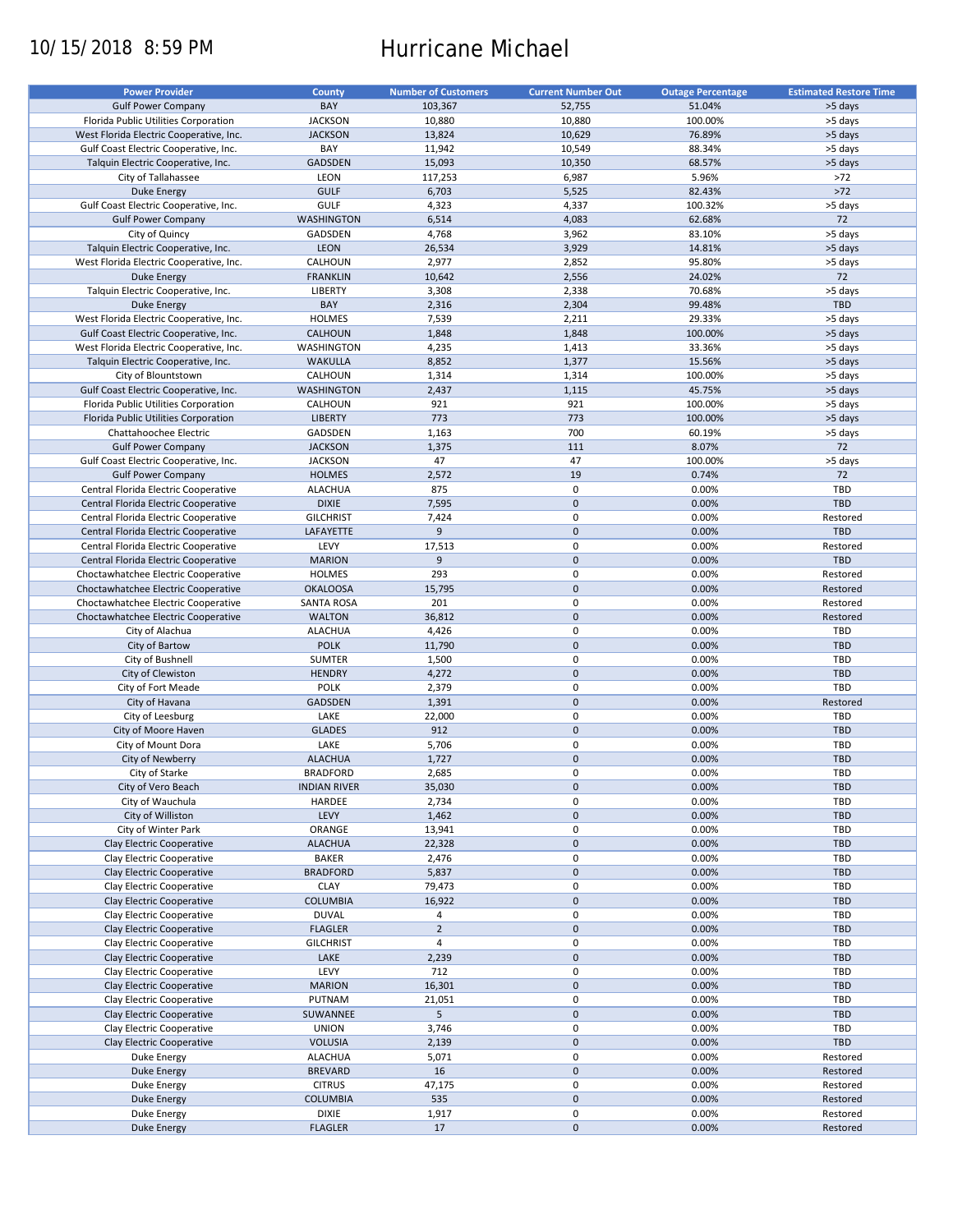10/15/2018 8:59 PM

# Hurricane Michael

| Power Provider | County | Number of Customers | Current Number Out | Outage Percentage | Estimated Restore Time |
|---|---|---|---|---|---|
| Gulf Power Company | BAY | 103,367 | 52,755 | 51.04% | >5 days |
| Florida Public Utilities Corporation | JACKSON | 10,880 | 10,880 | 100.00% | >5 days |
| West Florida Electric Cooperative, Inc. | JACKSON | 13,824 | 10,629 | 76.89% | >5 days |
| Gulf Coast Electric Cooperative, Inc. | BAY | 11,942 | 10,549 | 88.34% | >5 days |
| Talquin Electric Cooperative, Inc. | GADSDEN | 15,093 | 10,350 | 68.57% | >5 days |
| City of Tallahassee | LEON | 117,253 | 6,987 | 5.96% | >72 |
| Duke Energy | GULF | 6,703 | 5,525 | 82.43% | >72 |
| Gulf Coast Electric Cooperative, Inc. | GULF | 4,323 | 4,337 | 100.32% | >5 days |
| Gulf Power Company | WASHINGTON | 6,514 | 4,083 | 62.68% | 72 |
| City of Quincy | GADSDEN | 4,768 | 3,962 | 83.10% | >5 days |
| Talquin Electric Cooperative, Inc. | LEON | 26,534 | 3,929 | 14.81% | >5 days |
| West Florida Electric Cooperative, Inc. | CALHOUN | 2,977 | 2,852 | 95.80% | >5 days |
| Duke Energy | FRANKLIN | 10,642 | 2,556 | 24.02% | 72 |
| Talquin Electric Cooperative, Inc. | LIBERTY | 3,308 | 2,338 | 70.68% | >5 days |
| Duke Energy | BAY | 2,316 | 2,304 | 99.48% | TBD |
| West Florida Electric Cooperative, Inc. | HOLMES | 7,539 | 2,211 | 29.33% | >5 days |
| Gulf Coast Electric Cooperative, Inc. | CALHOUN | 1,848 | 1,848 | 100.00% | >5 days |
| West Florida Electric Cooperative, Inc. | WASHINGTON | 4,235 | 1,413 | 33.36% | >5 days |
| Talquin Electric Cooperative, Inc. | WAKULLA | 8,852 | 1,377 | 15.56% | >5 days |
| City of Blountstown | CALHOUN | 1,314 | 1,314 | 100.00% | >5 days |
| Gulf Coast Electric Cooperative, Inc. | WASHINGTON | 2,437 | 1,115 | 45.75% | >5 days |
| Florida Public Utilities Corporation | CALHOUN | 921 | 921 | 100.00% | >5 days |
| Florida Public Utilities Corporation | LIBERTY | 773 | 773 | 100.00% | >5 days |
| Chattahoochee Electric | GADSDEN | 1,163 | 700 | 60.19% | >5 days |
| Gulf Power Company | JACKSON | 1,375 | 111 | 8.07% | 72 |
| Gulf Coast Electric Cooperative, Inc. | JACKSON | 47 | 47 | 100.00% | >5 days |
| Gulf Power Company | HOLMES | 2,572 | 19 | 0.74% | 72 |
| Central Florida Electric Cooperative | ALACHUA | 875 | 0 | 0.00% | TBD |
| Central Florida Electric Cooperative | DIXIE | 7,595 | 0 | 0.00% | TBD |
| Central Florida Electric Cooperative | GILCHRIST | 7,424 | 0 | 0.00% | Restored |
| Central Florida Electric Cooperative | LAFAYETTE | 9 | 0 | 0.00% | TBD |
| Central Florida Electric Cooperative | LEVY | 17,513 | 0 | 0.00% | Restored |
| Central Florida Electric Cooperative | MARION | 9 | 0 | 0.00% | TBD |
| Choctawhatchee Electric Cooperative | HOLMES | 293 | 0 | 0.00% | Restored |
| Choctawhatchee Electric Cooperative | OKALOOSA | 15,795 | 0 | 0.00% | Restored |
| Choctawhatchee Electric Cooperative | SANTA ROSA | 201 | 0 | 0.00% | Restored |
| Choctawhatchee Electric Cooperative | WALTON | 36,812 | 0 | 0.00% | Restored |
| City of Alachua | ALACHUA | 4,426 | 0 | 0.00% | TBD |
| City of Bartow | POLK | 11,790 | 0 | 0.00% | TBD |
| City of Bushnell | SUMTER | 1,500 | 0 | 0.00% | TBD |
| City of Clewiston | HENDRY | 4,272 | 0 | 0.00% | TBD |
| City of Fort Meade | POLK | 2,379 | 0 | 0.00% | TBD |
| City of Havana | GADSDEN | 1,391 | 0 | 0.00% | Restored |
| City of Leesburg | LAKE | 22,000 | 0 | 0.00% | TBD |
| City of Moore Haven | GLADES | 912 | 0 | 0.00% | TBD |
| City of Mount Dora | LAKE | 5,706 | 0 | 0.00% | TBD |
| City of Newberry | ALACHUA | 1,727 | 0 | 0.00% | TBD |
| City of Starke | BRADFORD | 2,685 | 0 | 0.00% | TBD |
| City of Vero Beach | INDIAN RIVER | 35,030 | 0 | 0.00% | TBD |
| City of Wauchula | HARDEE | 2,734 | 0 | 0.00% | TBD |
| City of Williston | LEVY | 1,462 | 0 | 0.00% | TBD |
| City of Winter Park | ORANGE | 13,941 | 0 | 0.00% | TBD |
| Clay Electric Cooperative | ALACHUA | 22,328 | 0 | 0.00% | TBD |
| Clay Electric Cooperative | BAKER | 2,476 | 0 | 0.00% | TBD |
| Clay Electric Cooperative | BRADFORD | 5,837 | 0 | 0.00% | TBD |
| Clay Electric Cooperative | CLAY | 79,473 | 0 | 0.00% | TBD |
| Clay Electric Cooperative | COLUMBIA | 16,922 | 0 | 0.00% | TBD |
| Clay Electric Cooperative | DUVAL | 4 | 0 | 0.00% | TBD |
| Clay Electric Cooperative | FLAGLER | 2 | 0 | 0.00% | TBD |
| Clay Electric Cooperative | GILCHRIST | 4 | 0 | 0.00% | TBD |
| Clay Electric Cooperative | LAKE | 2,239 | 0 | 0.00% | TBD |
| Clay Electric Cooperative | LEVY | 712 | 0 | 0.00% | TBD |
| Clay Electric Cooperative | MARION | 16,301 | 0 | 0.00% | TBD |
| Clay Electric Cooperative | PUTNAM | 21,051 | 0 | 0.00% | TBD |
| Clay Electric Cooperative | SUWANNEE | 5 | 0 | 0.00% | TBD |
| Clay Electric Cooperative | UNION | 3,746 | 0 | 0.00% | TBD |
| Clay Electric Cooperative | VOLUSIA | 2,139 | 0 | 0.00% | TBD |
| Duke Energy | ALACHUA | 5,071 | 0 | 0.00% | Restored |
| Duke Energy | BREVARD | 16 | 0 | 0.00% | Restored |
| Duke Energy | CITRUS | 47,175 | 0 | 0.00% | Restored |
| Duke Energy | COLUMBIA | 535 | 0 | 0.00% | Restored |
| Duke Energy | DIXIE | 1,917 | 0 | 0.00% | Restored |
| Duke Energy | FLAGLER | 17 | 0 | 0.00% | Restored |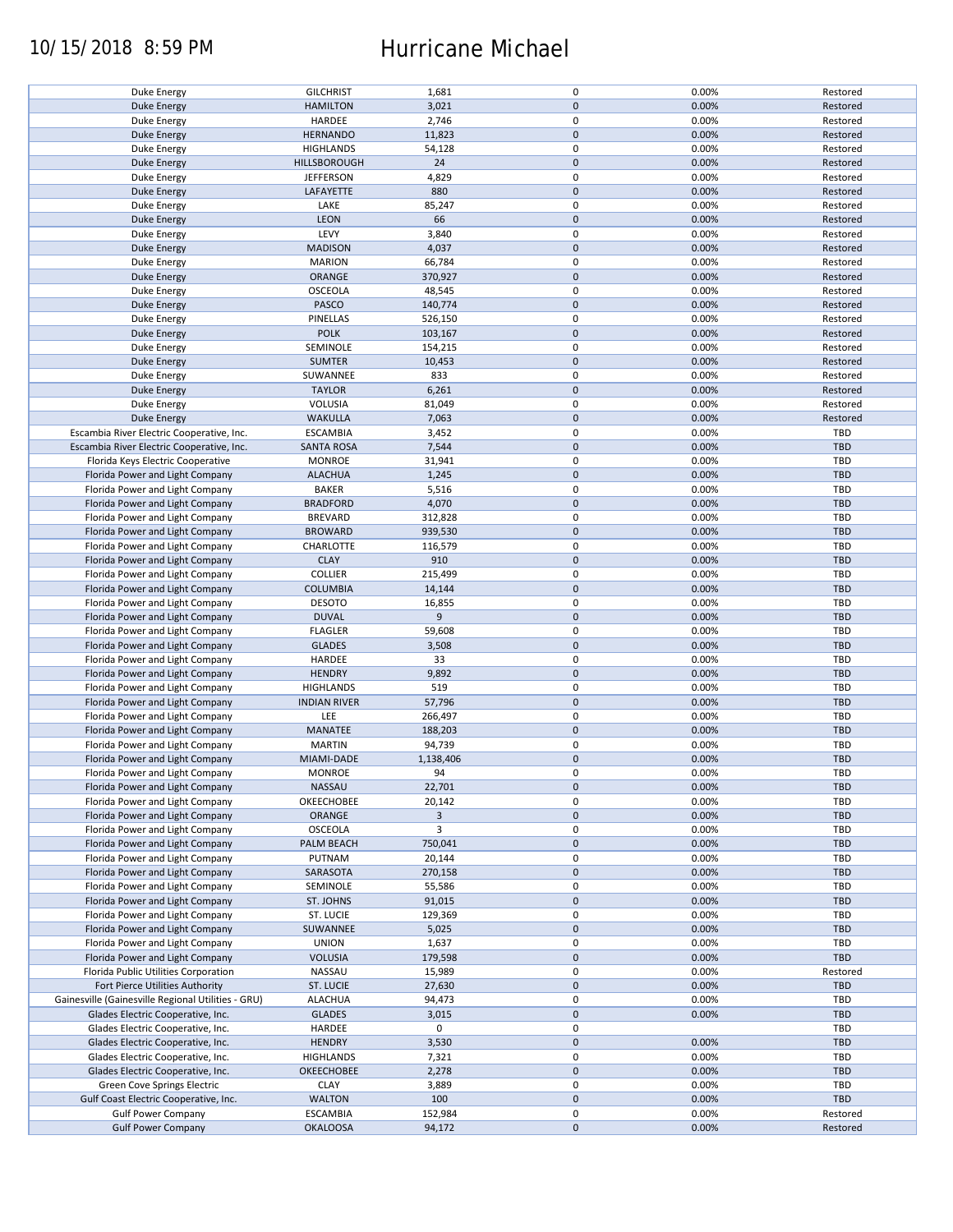| | | | | | |
|---|---|---|---|---|---|
| Duke Energy | GILCHRIST | 1,681 | 0 | 0.00% | Restored |
| Duke Energy | HAMILTON | 3,021 | 0 | 0.00% | Restored |
| Duke Energy | HARDEE | 2,746 | 0 | 0.00% | Restored |
| Duke Energy | HERNANDO | 11,823 | 0 | 0.00% | Restored |
| Duke Energy | HIGHLANDS | 54,128 | 0 | 0.00% | Restored |
| Duke Energy | HILLSBOROUGH | 24 | 0 | 0.00% | Restored |
| Duke Energy | JEFFERSON | 4,829 | 0 | 0.00% | Restored |
| Duke Energy | LAFAYETTE | 880 | 0 | 0.00% | Restored |
| Duke Energy | LAKE | 85,247 | 0 | 0.00% | Restored |
| Duke Energy | LEON | 66 | 0 | 0.00% | Restored |
| Duke Energy | LEVY | 3,840 | 0 | 0.00% | Restored |
| Duke Energy | MADISON | 4,037 | 0 | 0.00% | Restored |
| Duke Energy | MARION | 66,784 | 0 | 0.00% | Restored |
| Duke Energy | ORANGE | 370,927 | 0 | 0.00% | Restored |
| Duke Energy | OSCEOLA | 48,545 | 0 | 0.00% | Restored |
| Duke Energy | PASCO | 140,774 | 0 | 0.00% | Restored |
| Duke Energy | PINELLAS | 526,150 | 0 | 0.00% | Restored |
| Duke Energy | POLK | 103,167 | 0 | 0.00% | Restored |
| Duke Energy | SEMINOLE | 154,215 | 0 | 0.00% | Restored |
| Duke Energy | SUMTER | 10,453 | 0 | 0.00% | Restored |
| Duke Energy | SUWANNEE | 833 | 0 | 0.00% | Restored |
| Duke Energy | TAYLOR | 6,261 | 0 | 0.00% | Restored |
| Duke Energy | VOLUSIA | 81,049 | 0 | 0.00% | Restored |
| Duke Energy | WAKULLA | 7,063 | 0 | 0.00% | Restored |
| Escambia River Electric Cooperative, Inc. | ESCAMBIA | 3,452 | 0 | 0.00% | TBD |
| Escambia River Electric Cooperative, Inc. | SANTA ROSA | 7,544 | 0 | 0.00% | TBD |
| Florida Keys Electric Cooperative | MONROE | 31,941 | 0 | 0.00% | TBD |
| Florida Power and Light Company | ALACHUA | 1,245 | 0 | 0.00% | TBD |
| Florida Power and Light Company | BAKER | 5,516 | 0 | 0.00% | TBD |
| Florida Power and Light Company | BRADFORD | 4,070 | 0 | 0.00% | TBD |
| Florida Power and Light Company | BREVARD | 312,828 | 0 | 0.00% | TBD |
| Florida Power and Light Company | BROWARD | 939,530 | 0 | 0.00% | TBD |
| Florida Power and Light Company | CHARLOTTE | 116,579 | 0 | 0.00% | TBD |
| Florida Power and Light Company | CLAY | 910 | 0 | 0.00% | TBD |
| Florida Power and Light Company | COLLIER | 215,499 | 0 | 0.00% | TBD |
| Florida Power and Light Company | COLUMBIA | 14,144 | 0 | 0.00% | TBD |
| Florida Power and Light Company | DESOTO | 16,855 | 0 | 0.00% | TBD |
| Florida Power and Light Company | DUVAL | 9 | 0 | 0.00% | TBD |
| Florida Power and Light Company | FLAGLER | 59,608 | 0 | 0.00% | TBD |
| Florida Power and Light Company | GLADES | 3,508 | 0 | 0.00% | TBD |
| Florida Power and Light Company | HARDEE | 33 | 0 | 0.00% | TBD |
| Florida Power and Light Company | HENDRY | 9,892 | 0 | 0.00% | TBD |
| Florida Power and Light Company | HIGHLANDS | 519 | 0 | 0.00% | TBD |
| Florida Power and Light Company | INDIAN RIVER | 57,796 | 0 | 0.00% | TBD |
| Florida Power and Light Company | LEE | 266,497 | 0 | 0.00% | TBD |
| Florida Power and Light Company | MANATEE | 188,203 | 0 | 0.00% | TBD |
| Florida Power and Light Company | MARTIN | 94,739 | 0 | 0.00% | TBD |
| Florida Power and Light Company | MIAMI-DADE | 1,138,406 | 0 | 0.00% | TBD |
| Florida Power and Light Company | MONROE | 94 | 0 | 0.00% | TBD |
| Florida Power and Light Company | NASSAU | 22,701 | 0 | 0.00% | TBD |
| Florida Power and Light Company | OKEECHOBEE | 20,142 | 0 | 0.00% | TBD |
| Florida Power and Light Company | ORANGE | 3 | 0 | 0.00% | TBD |
| Florida Power and Light Company | OSCEOLA | 3 | 0 | 0.00% | TBD |
| Florida Power and Light Company | PALM BEACH | 750,041 | 0 | 0.00% | TBD |
| Florida Power and Light Company | PUTNAM | 20,144 | 0 | 0.00% | TBD |
| Florida Power and Light Company | SARASOTA | 270,158 | 0 | 0.00% | TBD |
| Florida Power and Light Company | SEMINOLE | 55,586 | 0 | 0.00% | TBD |
| Florida Power and Light Company | ST. JOHNS | 91,015 | 0 | 0.00% | TBD |
| Florida Power and Light Company | ST. LUCIE | 129,369 | 0 | 0.00% | TBD |
| Florida Power and Light Company | SUWANNEE | 5,025 | 0 | 0.00% | TBD |
| Florida Power and Light Company | UNION | 1,637 | 0 | 0.00% | TBD |
| Florida Power and Light Company | VOLUSIA | 179,598 | 0 | 0.00% | TBD |
| Florida Public Utilities Corporation | NASSAU | 15,989 | 0 | 0.00% | Restored |
| Fort Pierce Utilities Authority | ST. LUCIE | 27,630 | 0 | 0.00% | TBD |
| Gainesville (Gainesville Regional Utilities - GRU) | ALACHUA | 94,473 | 0 | 0.00% | TBD |
| Glades Electric Cooperative, Inc. | GLADES | 3,015 | 0 | 0.00% | TBD |
| Glades Electric Cooperative, Inc. | HARDEE | 0 | 0 | | TBD |
| Glades Electric Cooperative, Inc. | HENDRY | 3,530 | 0 | 0.00% | TBD |
| Glades Electric Cooperative, Inc. | HIGHLANDS | 7,321 | 0 | 0.00% | TBD |
| Glades Electric Cooperative, Inc. | OKEECHOBEE | 2,278 | 0 | 0.00% | TBD |
| Green Cove Springs Electric | CLAY | 3,889 | 0 | 0.00% | TBD |
| Gulf Coast Electric Cooperative, Inc. | WALTON | 100 | 0 | 0.00% | TBD |
| Gulf Power Company | ESCAMBIA | 152,984 | 0 | 0.00% | Restored |
| Gulf Power Company | OKALOOSA | 94,172 | 0 | 0.00% | Restored |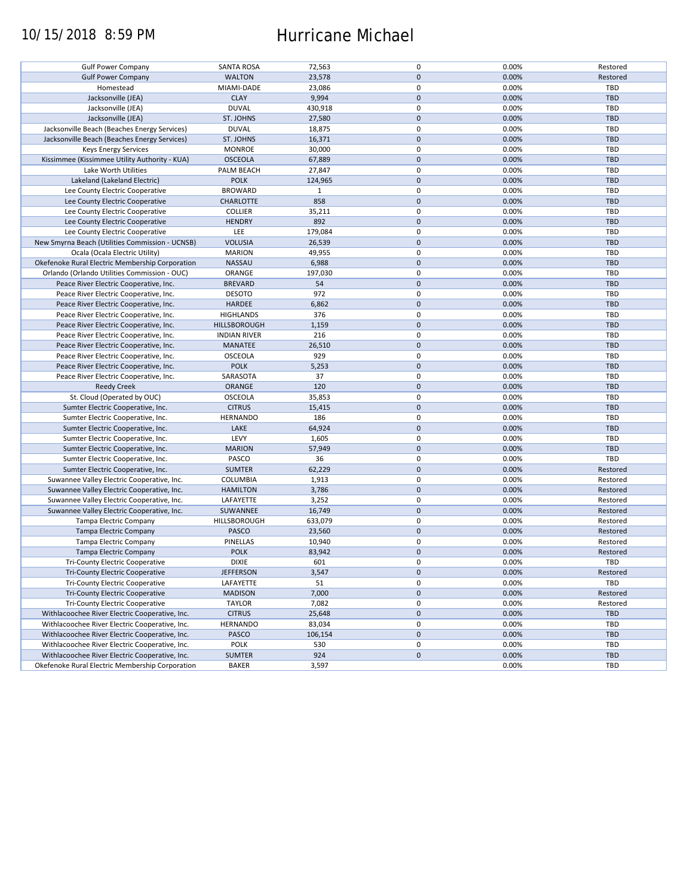10/15/2018 8:59 PM Hurricane Michael

| | | | | | |
|---|---|---|---|---|---|
| Gulf Power Company | SANTA ROSA | 72,563 | 0 | 0.00% | Restored |
| Gulf Power Company | WALTON | 23,578 | 0 | 0.00% | Restored |
| Homestead | MIAMI-DADE | 23,086 | 0 | 0.00% | TBD |
| Jacksonville (JEA) | CLAY | 9,994 | 0 | 0.00% | TBD |
| Jacksonville (JEA) | DUVAL | 430,918 | 0 | 0.00% | TBD |
| Jacksonville (JEA) | ST. JOHNS | 27,580 | 0 | 0.00% | TBD |
| Jacksonville Beach (Beaches Energy Services) | DUVAL | 18,875 | 0 | 0.00% | TBD |
| Jacksonville Beach (Beaches Energy Services) | ST. JOHNS | 16,371 | 0 | 0.00% | TBD |
| Keys Energy Services | MONROE | 30,000 | 0 | 0.00% | TBD |
| Kissimmee (Kissimmee Utility Authority - KUA) | OSCEOLA | 67,889 | 0 | 0.00% | TBD |
| Lake Worth Utilities | PALM BEACH | 27,847 | 0 | 0.00% | TBD |
| Lakeland (Lakeland Electric) | POLK | 124,965 | 0 | 0.00% | TBD |
| Lee County Electric Cooperative | BROWARD | 1 | 0 | 0.00% | TBD |
| Lee County Electric Cooperative | CHARLOTTE | 858 | 0 | 0.00% | TBD |
| Lee County Electric Cooperative | COLLIER | 35,211 | 0 | 0.00% | TBD |
| Lee County Electric Cooperative | HENDRY | 892 | 0 | 0.00% | TBD |
| Lee County Electric Cooperative | LEE | 179,084 | 0 | 0.00% | TBD |
| New Smyrna Beach (Utilities Commission - UCNSB) | VOLUSIA | 26,539 | 0 | 0.00% | TBD |
| Ocala (Ocala Electric Utility) | MARION | 49,955 | 0 | 0.00% | TBD |
| Okefenoke Rural Electric Membership Corporation | NASSAU | 6,988 | 0 | 0.00% | TBD |
| Orlando (Orlando Utilities Commission - OUC) | ORANGE | 197,030 | 0 | 0.00% | TBD |
| Peace River Electric Cooperative, Inc. | BREVARD | 54 | 0 | 0.00% | TBD |
| Peace River Electric Cooperative, Inc. | DESOTO | 972 | 0 | 0.00% | TBD |
| Peace River Electric Cooperative, Inc. | HARDEE | 6,862 | 0 | 0.00% | TBD |
| Peace River Electric Cooperative, Inc. | HIGHLANDS | 376 | 0 | 0.00% | TBD |
| Peace River Electric Cooperative, Inc. | HILLSBOROUGH | 1,159 | 0 | 0.00% | TBD |
| Peace River Electric Cooperative, Inc. | INDIAN RIVER | 216 | 0 | 0.00% | TBD |
| Peace River Electric Cooperative, Inc. | MANATEE | 26,510 | 0 | 0.00% | TBD |
| Peace River Electric Cooperative, Inc. | OSCEOLA | 929 | 0 | 0.00% | TBD |
| Peace River Electric Cooperative, Inc. | POLK | 5,253 | 0 | 0.00% | TBD |
| Peace River Electric Cooperative, Inc. | SARASOTA | 37 | 0 | 0.00% | TBD |
| Reedy Creek | ORANGE | 120 | 0 | 0.00% | TBD |
| St. Cloud (Operated by OUC) | OSCEOLA | 35,853 | 0 | 0.00% | TBD |
| Sumter Electric Cooperative, Inc. | CITRUS | 15,415 | 0 | 0.00% | TBD |
| Sumter Electric Cooperative, Inc. | HERNANDO | 186 | 0 | 0.00% | TBD |
| Sumter Electric Cooperative, Inc. | LAKE | 64,924 | 0 | 0.00% | TBD |
| Sumter Electric Cooperative, Inc. | LEVY | 1,605 | 0 | 0.00% | TBD |
| Sumter Electric Cooperative, Inc. | MARION | 57,949 | 0 | 0.00% | TBD |
| Sumter Electric Cooperative, Inc. | PASCO | 36 | 0 | 0.00% | TBD |
| Sumter Electric Cooperative, Inc. | SUMTER | 62,229 | 0 | 0.00% | Restored |
| Suwannee Valley Electric Cooperative, Inc. | COLUMBIA | 1,913 | 0 | 0.00% | Restored |
| Suwannee Valley Electric Cooperative, Inc. | HAMILTON | 3,786 | 0 | 0.00% | Restored |
| Suwannee Valley Electric Cooperative, Inc. | LAFAYETTE | 3,252 | 0 | 0.00% | Restored |
| Suwannee Valley Electric Cooperative, Inc. | SUWANNEE | 16,749 | 0 | 0.00% | Restored |
| Tampa Electric Company | HILLSBOROUGH | 633,079 | 0 | 0.00% | Restored |
| Tampa Electric Company | PASCO | 23,560 | 0 | 0.00% | Restored |
| Tampa Electric Company | PINELLAS | 10,940 | 0 | 0.00% | Restored |
| Tampa Electric Company | POLK | 83,942 | 0 | 0.00% | Restored |
| Tri-County Electric Cooperative | DIXIE | 601 | 0 | 0.00% | TBD |
| Tri-County Electric Cooperative | JEFFERSON | 3,547 | 0 | 0.00% | Restored |
| Tri-County Electric Cooperative | LAFAYETTE | 51 | 0 | 0.00% | TBD |
| Tri-County Electric Cooperative | MADISON | 7,000 | 0 | 0.00% | Restored |
| Tri-County Electric Cooperative | TAYLOR | 7,082 | 0 | 0.00% | Restored |
| Withlacoochee River Electric Cooperative, Inc. | CITRUS | 25,648 | 0 | 0.00% | TBD |
| Withlacoochee River Electric Cooperative, Inc. | HERNANDO | 83,034 | 0 | 0.00% | TBD |
| Withlacoochee River Electric Cooperative, Inc. | PASCO | 106,154 | 0 | 0.00% | TBD |
| Withlacoochee River Electric Cooperative, Inc. | POLK | 530 | 0 | 0.00% | TBD |
| Withlacoochee River Electric Cooperative, Inc. | SUMTER | 924 | 0 | 0.00% | TBD |
| Okefenoke Rural Electric Membership Corporation | BAKER | 3,597 | | 0.00% | TBD |